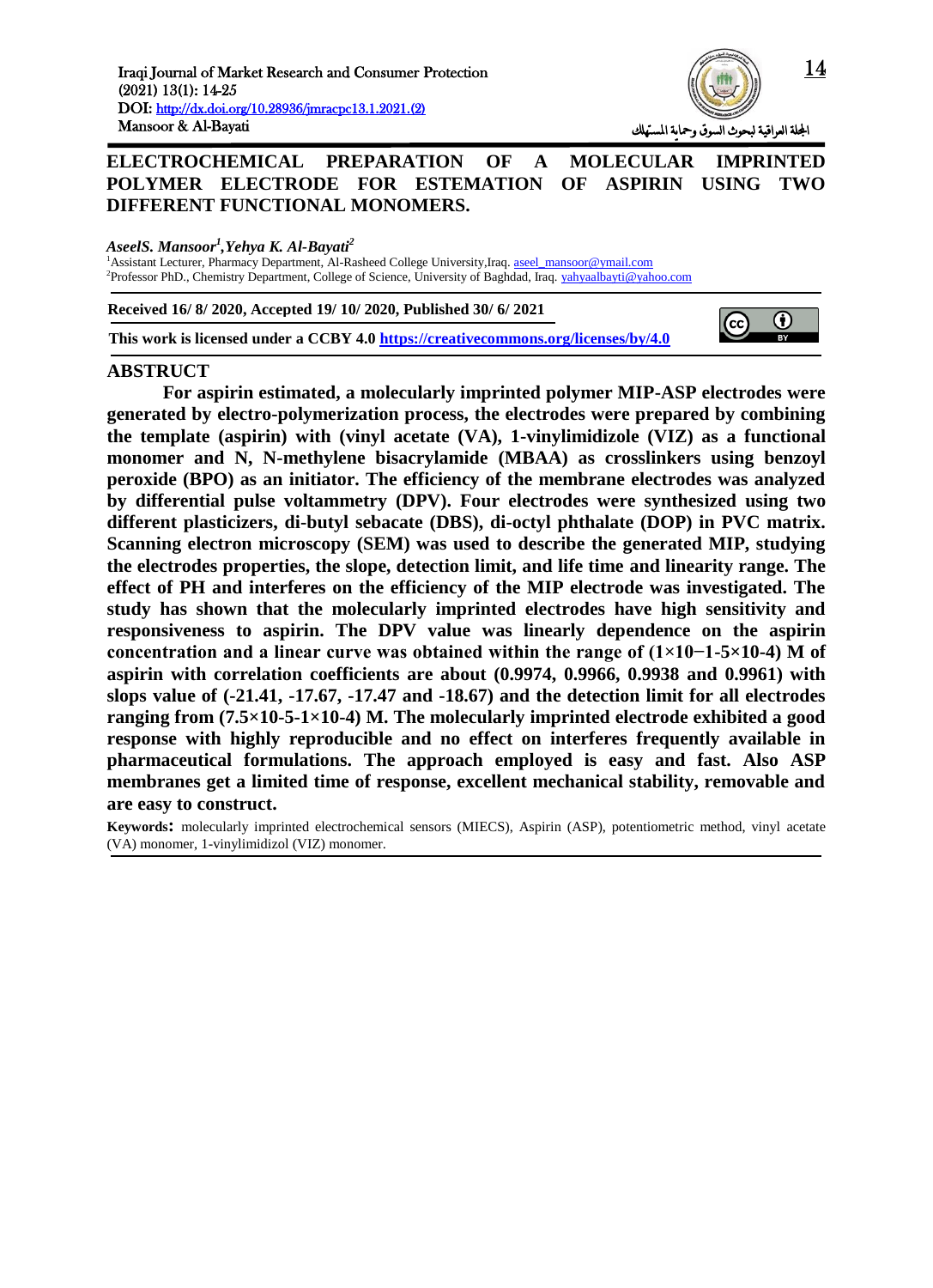# ELECTROCHEMICAL PREPARATION OF A MOLECULAR IMPRINTED POLYMER ELECTRODE FOR ESTEMATION OF ASPIRIN USING TWO DIFFERENT FUNCTIONAL MONOMERS.

***AseelS. Mansoor[1],Yehya K. Al-Bayati[2]***

[1]Assistant Lecturer, Pharmacy Department, Al-Rasheed College University,Iraq. aseel_mansoor@ymail.com
[2]Professor PhD., Chemistry Department, College of Science, University of Baghdad, Iraq. yahyaalbayti@yahoo.com

**Received 16/ 8/ 2020, Accepted 19/ 10/ 2020, Published 30/ 6/ 2021**

**This work is licensed under a CCBY 4.0 https://creativecommons.org/licenses/by/4.0**

## ABSTRUCT

**For aspirin estimated, a molecularly imprinted polymer MIP-ASP electrodes were generated by electro-polymerization process, the electrodes were prepared by combining the template (aspirin) with (vinyl acetate (VA), 1-vinylimidizole (VIZ) as a functional monomer and N, N-methylene bisacrylamide (MBAA) as crosslinkers using benzoyl peroxide (BPO) as an initiator. The efficiency of the membrane electrodes was analyzed by differential pulse voltammetry (DPV). Four electrodes were synthesized using two different plasticizers, di-butyl sebacate (DBS), di-octyl phthalate (DOP) in PVC matrix. Scanning electron microscopy (SEM) was used to describe the generated MIP, studying the electrodes properties, the slope, detection limit, and life time and linearity range. The effect of PH and interferes on the efficiency of the MIP electrode was investigated. The study has shown that the molecularly imprinted electrodes have high sensitivity and responsiveness to aspirin. The DPV value was linearly dependence on the aspirin concentration and a linear curve was obtained within the range of ($1\times10^{-1}$-$5\times10^{-4}$) M of aspirin with correlation coefficients are about (0.9974, 0.9966, 0.9938 and 0.9961) with slops value of (-21.41, -17.67, -17.47 and -18.67) and the detection limit for all electrodes ranging from ($7.5\times10^{-5}$-$1\times10^{-4}$) M. The molecularly imprinted electrode exhibited a good response with highly reproducible and no effect on interferes frequently available in pharmaceutical formulations. The approach employed is easy and fast. Also ASP membranes get a limited time of response, excellent mechanical stability, removable and are easy to construct.**

**Keywords:** molecularly imprinted electrochemical sensors (MIECS), Aspirin (ASP), potentiometric method, vinyl acetate (VA) monomer, 1-vinylimidizol (VIZ) monomer.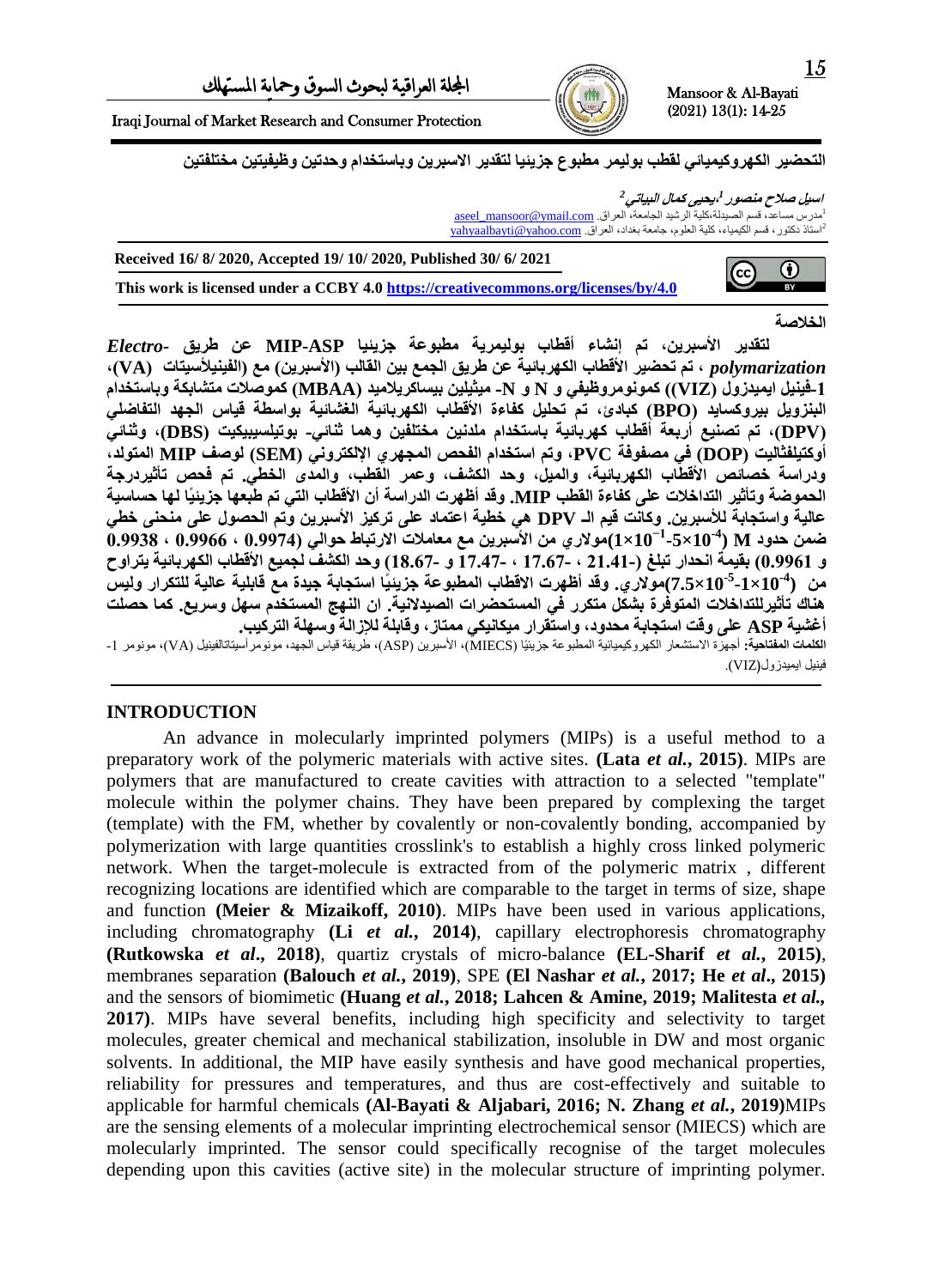# التحضير الكهروكيميائي لقطب بوليمر مطبوع جزيئيا لتقدير الاسبرين وباستخدام وحدتين وظيفيتين مختلفتين

*اسيل صلاح منصور [1]، يحيى كمال البياتي [2]*

[1]مدرس مساعد، قسم الصيدلة،كلية الرشيد الجامعة، العراق. aseel_mansoor@ymail.com

[2]استاذ دكتور، قسم الكيمياء، كلية العلوم، جامعة بغداد، العراق. yahyaalbayti@yahoo.com

**Received 16/ 8/ 2020, Accepted 19/ 10/ 2020, Published 30/ 6/ 2021**

**This work is licensed under a CCBY 4.0 https://creativecommons.org/licenses/by/4.0**

## الخلاصة

**لتقدير الأسبرين، تم إنشاء أقطاب بوليمرية مطبوعة جزيئيا MIP-ASP عن طريق *Electro-polymarization* ، تم تحضير الأقطاب الكهربائية عن طريق الجمع بين القالب (الأسبرين) مع (الفينيلأسيتات (VA)، 1-فينيل ايميدزول (VIZ)) كمونومروظيفي و N و N- ميثيلين بيساكريلاميد (MBAA) كموصلات متشابكة وباستخدام البنزويل بيروكسايد (BPO) كبادئ، تم تحليل كفاءة الأقطاب الكهربائية الغشائية بواسطة قياس الجهد التفاضلي (DPV)، تم تصنيع أربعة أقطاب كهربائية باستخدام ملدنين مختلفين وهما ثنائي- بوتيلسيبيكيت (DBS)، وثنائي أوكتيلفثاليت (DOP) في مصفوفة PVC، وتم استخدام الفحص المجهري الإلكتروني (SEM) لوصف MIP المتولد، ودراسة خصائص الأقطاب الكهربائية، والميل، وحد الكشف، وعمر القطب، والمدى الخطي. تم فحص تأثيردرجة الحموضة وتأثير التداخلات على كفاءة القطب MIP. وقد أظهرت الدراسة أن الأقطاب التي تم طبعها جزيئيًا لها حساسية عالية واستجابة للأسبرين. وكانت قيم الـ DPV هي خطية اعتماد على تركيز الأسبرين وتم الحصول على منحنى خطي ضمن حدود M ($10^{-4}\times5$-$10^{-1}\times1$)مولاري من الأسبرين مع معاملات الارتباط حوالي (0.9974 ، 0.9966 ، 0.9938 و 0.9961) بقيمة انحدار تبلغ (-21.41 ، -17.67 ، -17.47 و -18.67) وحد الكشف لجميع الأقطاب الكهربائية يتراوح من ($10^{-4}\times1$-$10^{-5}\times7.5$)مولاري. وقد أظهرت الاقطاب المطبوعة جزيئيًا استجابة جيدة مع قابلية عالية للتكرار وليس هناك تأثيرللتداخلات المتوفرة بشكل متكرر في المستحضرات الصيدلانية. ان النهج المستخدم سهل وسريع. كما حصلت أغشية ASP على وقت استجابة محدود، واستقرار ميكانيكي ممتاز، وقابلة للإزالة وسهلة التركيب.**

**الكلمات المفتاحية:** أجهزة الاستشعار الكهروكيميائية المطبوعة جزيئيًا (MIECS)، الأسبرين (ASP)، طريقة قياس الجهد، مونومرأسيتاتالفينيل (VA)، مونومر 1-فينيل ايميدزول(VIZ).

## INTRODUCTION

An advance in molecularly imprinted polymers (MIPs) is a useful method to a preparatory work of the polymeric materials with active sites. **(Lata *et al.*, 2015)**. MIPs are polymers that are manufactured to create cavities with attraction to a selected "template" molecule within the polymer chains. They have been prepared by complexing the target (template) with the FM, whether by covalently or non-covalently bonding, accompanied by polymerization with large quantities crosslink's to establish a highly cross linked polymeric network. When the target-molecule is extracted from of the polymeric matrix , different recognizing locations are identified which are comparable to the target in terms of size, shape and function **(Meier & Mizaikoff, 2010)**. MIPs have been used in various applications, including chromatography **(Li *et al.*, 2014)**, capillary electrophoresis chromatography **(Rutkowska *et al*., 2018)**, quartz crystals of micro-balance **(EL-Sharif *et al.*, 2015)**, membranes separation **(Balouch *et al.*, 2019)**, SPE **(El Nashar *et al.*, 2017; He *et al*., 2015)** and the sensors of biomimetic **(Huang *et al.*, 2018; Lahcen & Amine, 2019; Malitesta *et al.*, 2017)**. MIPs have several benefits, including high specificity and selectivity to target molecules, greater chemical and mechanical stabilization, insoluble in DW and most organic solvents. In additional, the MIP have easily synthesis and have good mechanical properties, reliability for pressures and temperatures, and thus are cost-effectively and suitable to applicable for harmful chemicals **(Al-Bayati & Aljabari, 2016; N. Zhang *et al.*, 2019)**MIPs are the sensing elements of a molecular imprinting electrochemical sensor (MIECS) which are molecularly imprinted. The sensor could specifically recognise of the target molecules depending upon this cavities (active site) in the molecular structure of imprinting polymer.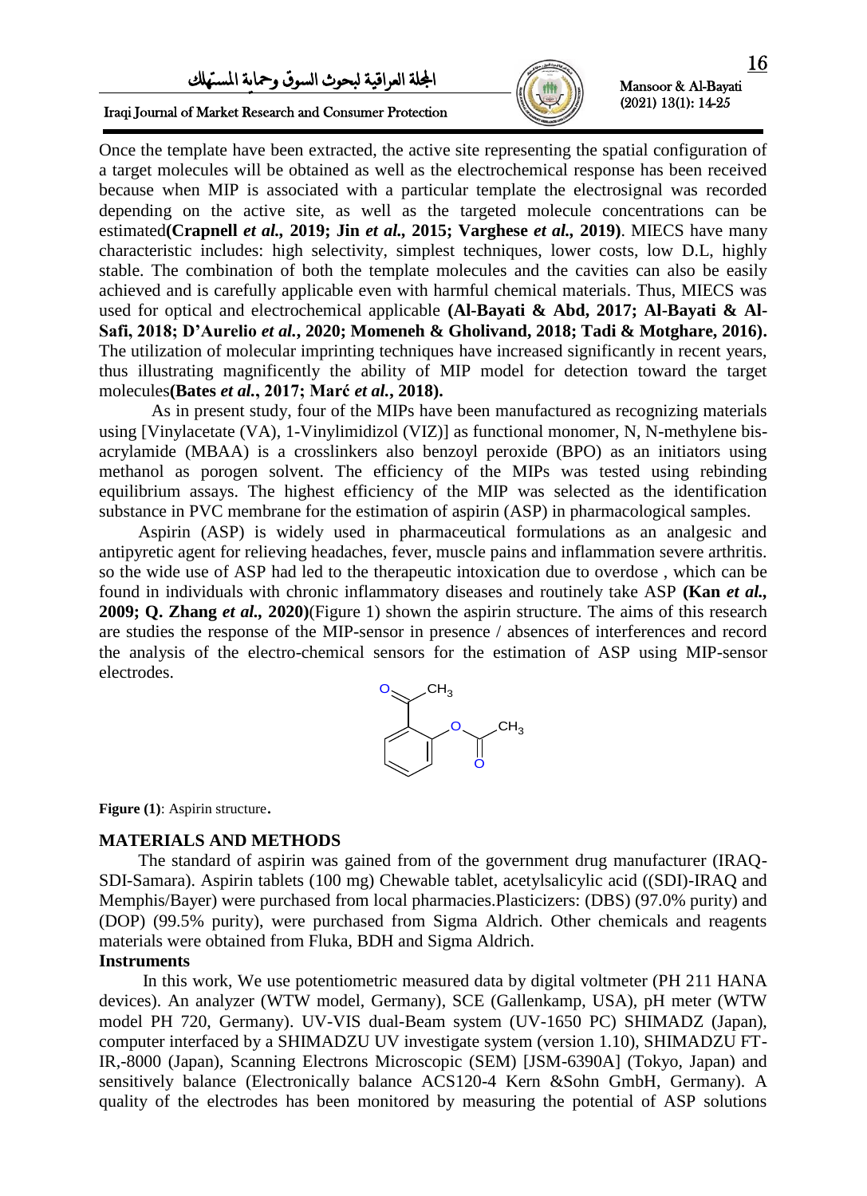Once the template have been extracted, the active site representing the spatial configuration of a target molecules will be obtained as well as the electrochemical response has been received because when MIP is associated with a particular template the electrosignal was recorded depending on the active site, as well as the targeted molecule concentrations can be estimated**(Crapnell *et al.*, 2019; Jin *et al.*, 2015; Varghese *et al.*, 2019)**. MIECS have many characteristic includes: high selectivity, simplest techniques, lower costs, low D.L, highly stable. The combination of both the template molecules and the cavities can also be easily achieved and is carefully applicable even with harmful chemical materials. Thus, MIECS was used for optical and electrochemical applicable **(Al-Bayati & Abd, 2017; Al-Bayati & Al-Safi, 2018; D'Aurelio *et al.*, 2020; Momeneh & Gholivand, 2018; Tadi & Motghare, 2016).** The utilization of molecular imprinting techniques have increased significantly in recent years, thus illustrating magnificently the ability of MIP model for detection toward the target molecules**(Bates *et al.*, 2017; Marć *et al.*, 2018).**

As in present study, four of the MIPs have been manufactured as recognizing materials using [Vinylacetate (VA), 1-Vinylimidizol (VIZ)] as functional monomer, N, N-methylene bis-acrylamide (MBAA) is a crosslinkers also benzoyl peroxide (BPO) as an initiators using methanol as porogen solvent. The efficiency of the MIPs was tested using rebinding equilibrium assays. The highest efficiency of the MIP was selected as the identification substance in PVC membrane for the estimation of aspirin (ASP) in pharmacological samples.

Aspirin (ASP) is widely used in pharmaceutical formulations as an analgesic and antipyretic agent for relieving headaches, fever, muscle pains and inflammation severe arthritis. so the wide use of ASP had led to the therapeutic intoxication due to overdose , which can be found in individuals with chronic inflammatory diseases and routinely take ASP **(Kan *et al.*, 2009; Q. Zhang *et al.*, 2020)**(Figure 1) shown the aspirin structure. The aims of this research are studies the response of the MIP-sensor in presence / absences of interferences and record the analysis of the electro-chemical sensors for the estimation of ASP using MIP-sensor electrodes.

**Figure (1)**: Aspirin structure.

## MATERIALS AND METHODS

The standard of aspirin was gained from of the government drug manufacturer (IRAQ-SDI-Samara). Aspirin tablets (100 mg) Chewable tablet, acetylsalicylic acid ((SDI)-IRAQ and Memphis/Bayer) were purchased from local pharmacies.Plasticizers: (DBS) (97.0% purity) and (DOP) (99.5% purity), were purchased from Sigma Aldrich. Other chemicals and reagents materials were obtained from Fluka, BDH and Sigma Aldrich.

### Instruments

In this work, We use potentiometric measured data by digital voltmeter (PH 211 HANA devices). An analyzer (WTW model, Germany), SCE (Gallenkamp, USA), pH meter (WTW model PH 720, Germany). UV-VIS dual-Beam system (UV-1650 PC) SHIMADZ (Japan), computer interfaced by a SHIMADZU UV investigate system (version 1.10), SHIMADZU FT-IR,-8000 (Japan), Scanning Electrons Microscopic (SEM) [JSM-6390A] (Tokyo, Japan) and sensitively balance (Electronically balance ACS120-4 Kern &Sohn GmbH, Germany). A quality of the electrodes has been monitored by measuring the potential of ASP solutions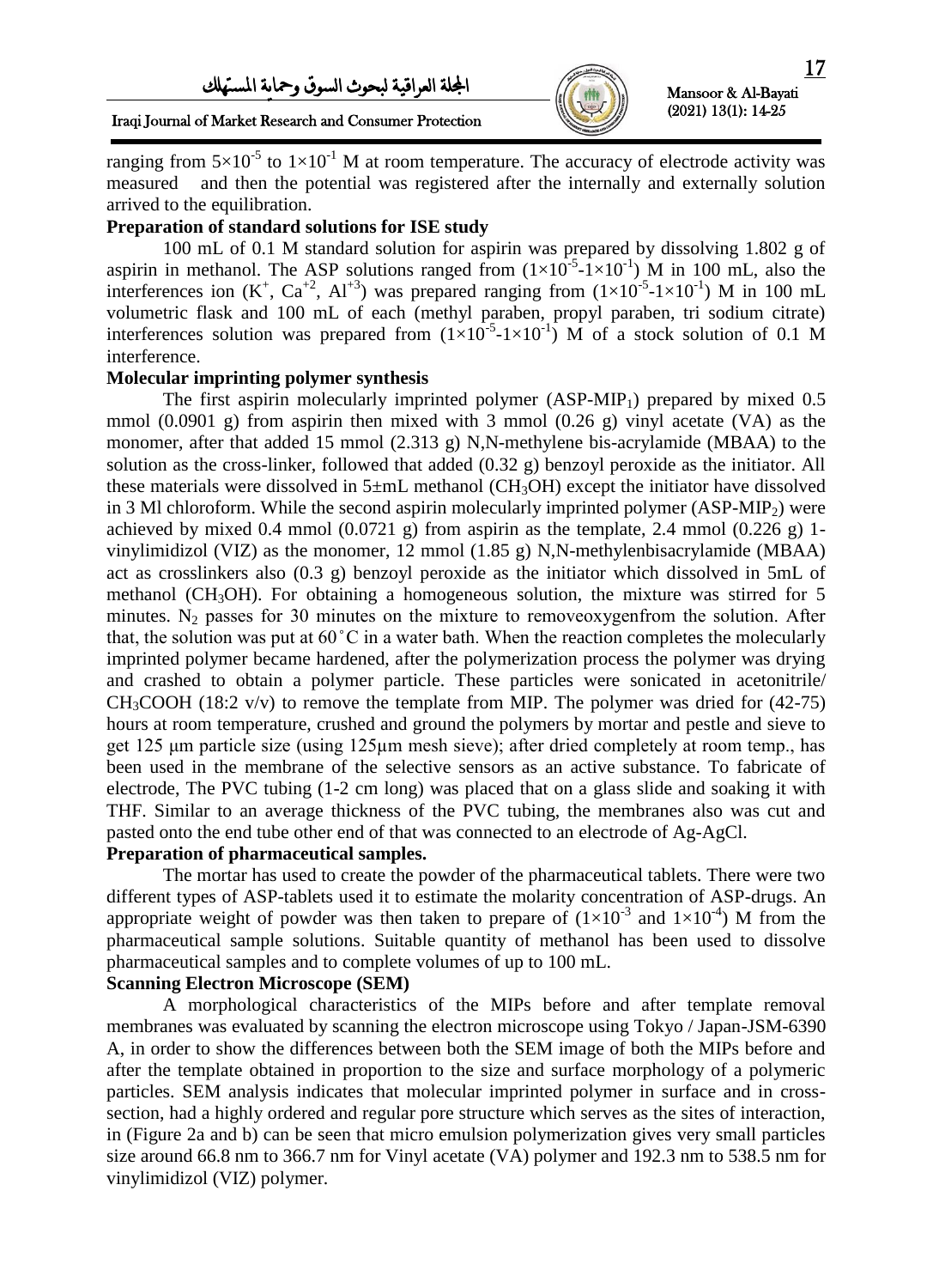ranging from $5\times10^{-5}$ to $1\times10^{-1}$ M at room temperature. The accuracy of electrode activity was measured and then the potential was registered after the internally and externally solution arrived to the equilibration.

**Preparation of standard solutions for ISE study**

100 mL of 0.1 M standard solution for aspirin was prepared by dissolving 1.802 g of aspirin in methanol. The ASP solutions ranged from $(1\times10^{-5}$-$1\times10^{-1})$ M in 100 mL, also the interferences ion ($K^{+}$, $Ca^{+2}$, $Al^{+3}$) was prepared ranging from $(1\times10^{-5}$-$1\times10^{-1})$ M in 100 mL volumetric flask and 100 mL of each (methyl paraben, propyl paraben, tri sodium citrate) interferences solution was prepared from $(1\times10^{-5}$-$1\times10^{-1})$ M of a stock solution of 0.1 M interference.

**Molecular imprinting polymer synthesis**

The first aspirin molecularly imprinted polymer ($ASP\text{-}MIP_1$) prepared by mixed 0.5 mmol (0.0901 g) from aspirin then mixed with 3 mmol (0.26 g) vinyl acetate (VA) as the monomer, after that added 15 mmol (2.313 g) N,N-methylene bis-acrylamide (MBAA) to the solution as the cross-linker, followed that added (0.32 g) benzoyl peroxide as the initiator. All these materials were dissolved in 5±mL methanol ($CH_3OH$) except the initiator have dissolved in 3 Ml chloroform. While the second aspirin molecularly imprinted polymer ($ASP\text{-}MIP_2$) were achieved by mixed 0.4 mmol (0.0721 g) from aspirin as the template, 2.4 mmol (0.226 g) 1-vinylimidizol (VIZ) as the monomer, 12 mmol (1.85 g) N,N-methylenbisacrylamide (MBAA) act as crosslinkers also (0.3 g) benzoyl peroxide as the initiator which dissolved in 5mL of methanol ($CH_3OH$). For obtaining a homogeneous solution, the mixture was stirred for 5 minutes. $N_2$ passes for 30 minutes on the mixture to removeoxygenfrom the solution. After that, the solution was put at 60˚C in a water bath. When the reaction completes the molecularly imprinted polymer became hardened, after the polymerization process the polymer was drying and crashed to obtain a polymer particle. These particles were sonicated in acetonitrile/ $CH_3COOH$ (18:2 v/v) to remove the template from MIP. The polymer was dried for (42-75) hours at room temperature, crushed and ground the polymers by mortar and pestle and sieve to get 125 μm particle size (using 125μm mesh sieve); after dried completely at room temp., has been used in the membrane of the selective sensors as an active substance. To fabricate of electrode, The PVC tubing (1-2 cm long) was placed that on a glass slide and soaking it with THF. Similar to an average thickness of the PVC tubing, the membranes also was cut and pasted onto the end tube other end of that was connected to an electrode of Ag-AgCl.

**Preparation of pharmaceutical samples.**

The mortar has used to create the powder of the pharmaceutical tablets. There were two different types of ASP-tablets used it to estimate the molarity concentration of ASP-drugs. An appropriate weight of powder was then taken to prepare of $(1\times10^{-3}$ and $1\times10^{-4})$ M from the pharmaceutical sample solutions. Suitable quantity of methanol has been used to dissolve pharmaceutical samples and to complete volumes of up to 100 mL.

**Scanning Electron Microscope (SEM)**

A morphological characteristics of the MIPs before and after template removal membranes was evaluated by scanning the electron microscope using Tokyo / Japan-JSM-6390 A, in order to show the differences between both the SEM image of both the MIPs before and after the template obtained in proportion to the size and surface morphology of a polymeric particles. SEM analysis indicates that molecular imprinted polymer in surface and in cross-section, had a highly ordered and regular pore structure which serves as the sites of interaction, in (Figure 2a and b) can be seen that micro emulsion polymerization gives very small particles size around 66.8 nm to 366.7 nm for Vinyl acetate (VA) polymer and 192.3 nm to 538.5 nm for vinylimidizol (VIZ) polymer.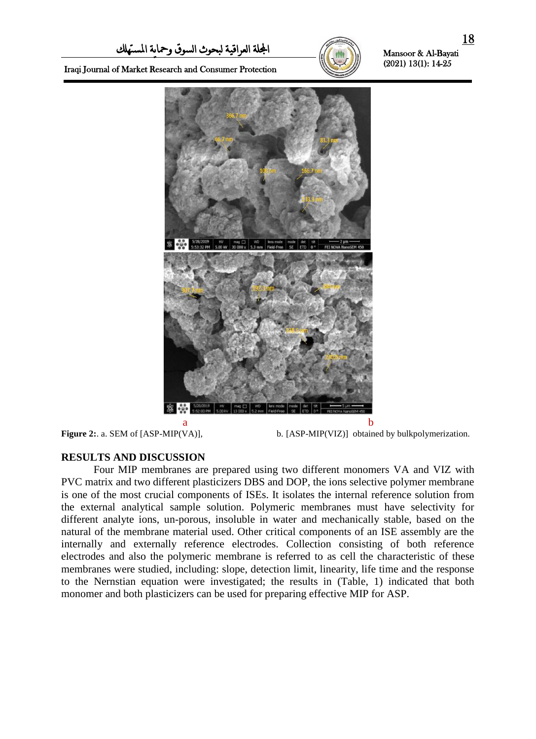a b

**Figure 2:**. a. SEM of [ASP-MIP(VA)], b. [ASP-MIP(VIZ)] obtained by bulkpolymerization.

## RESULTS AND DISCUSSION

Four MIP membranes are prepared using two different monomers VA and VIZ with PVC matrix and two different plasticizers DBS and DOP, the ions selective polymer membrane is one of the most crucial components of ISEs. It isolates the internal reference solution from the external analytical sample solution. Polymeric membranes must have selectivity for different analyte ions, un-porous, insoluble in water and mechanically stable, based on the natural of the membrane material used. Other critical components of an ISE assembly are the internally and externally reference electrodes. Collection consisting of both reference electrodes and also the polymeric membrane is referred to as cell the characteristic of these membranes were studied, including: slope, detection limit, linearity, life time and the response to the Nernstian equation were investigated; the results in (Table, 1) indicated that both monomer and both plasticizers can be used for preparing effective MIP for ASP.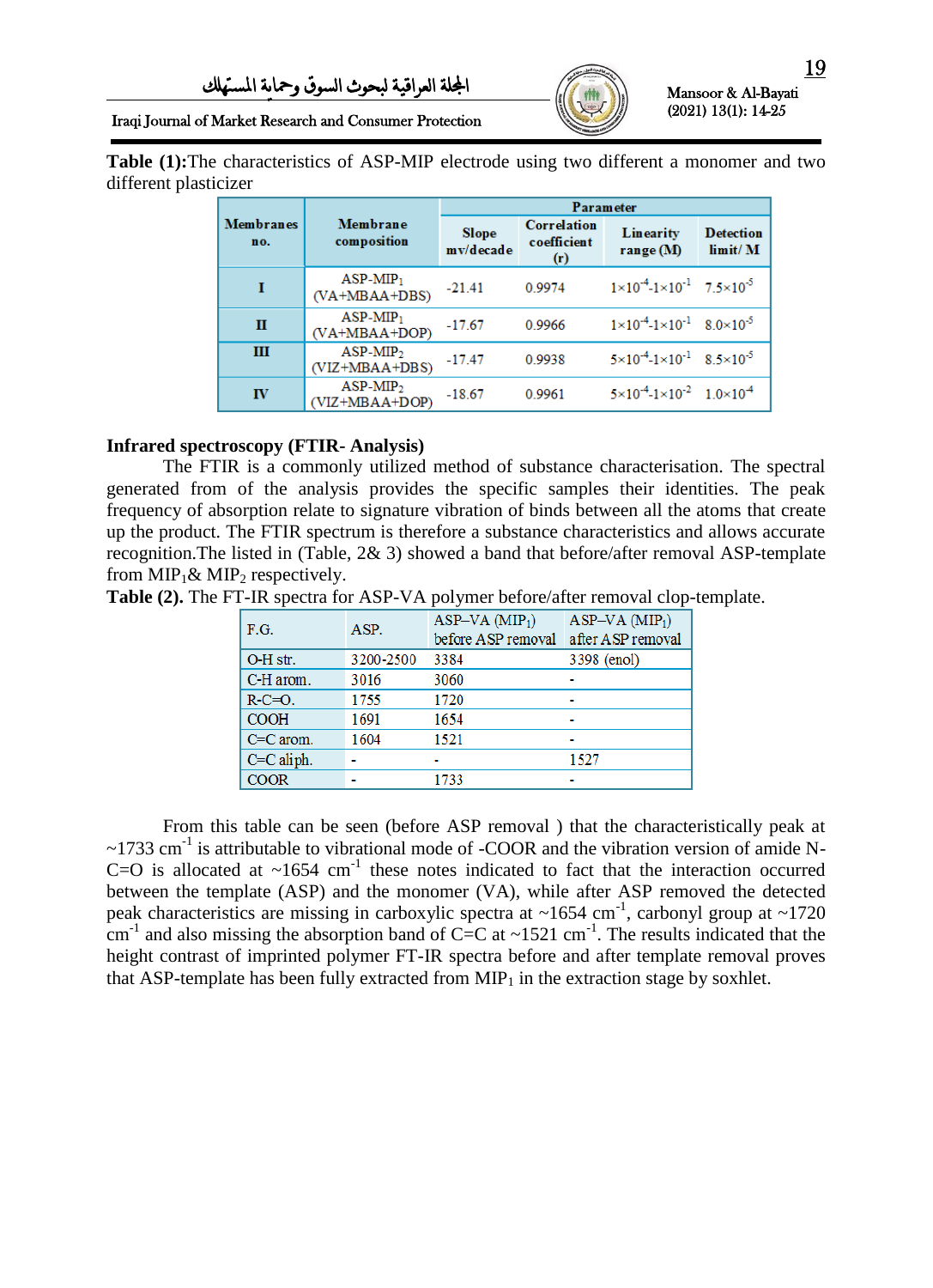**Table (1):** The characteristics of ASP-MIP electrode using two different a monomer and two different plasticizer

| Membranes no. | Membrane composition | Parameter | | | |
|---|---|---|---|---|---|
| | | Slope mv/decade | Correlation coefficient (r) | Linearity range (M) | Detection limit/ M |
| I | ASP-$MIP_1$ (VA+MBAA+DBS) | -21.41 | 0.9974 | $1\times10^{-4}$-$1\times10^{-1}$ | $7.5\times10^{-5}$ |
| II | ASP-$MIP_1$ (VA+MBAA+DOP) | -17.67 | 0.9966 | $1\times10^{-4}$-$1\times10^{-1}$ | $8.0\times10^{-5}$ |
| III | ASP-$MIP_2$ (VIZ+MBAA+DBS) | -17.47 | 0.9938 | $5\times10^{-4}$-$1\times10^{-1}$ | $8.5\times10^{-5}$ |
| IV | ASP-$MIP_2$ (VIZ+MBAA+DOP) | -18.67 | 0.9961 | $5\times10^{-4}$-$1\times10^{-2}$ | $1.0\times10^{-4}$ |

**Infrared spectroscopy (FTIR- Analysis)**

The FTIR is a commonly utilized method of substance characterisation. The spectral generated from of the analysis provides the specific samples their identities. The peak frequency of absorption relate to signature vibration of binds between all the atoms that create up the product. The FTIR spectrum is therefore a substance characteristics and allows accurate recognition.The listed in (Table, 2& 3) showed a band that before/after removal ASP-template from $MIP_1$& $MIP_2$ respectively.

**Table (2).** The FT-IR spectra for ASP-VA polymer before/after removal clop-template.

| F.G. | ASP. | ASP–VA ($MIP_1$) before ASP removal | ASP–VA ($MIP_1$) after ASP removal |
|---|---|---|---|
| O-H str. | 3200-2500 | 3384 | 3398 (enol) |
| C-H arom. | 3016 | 3060 | - |
| R-C=O. | 1755 | 1720 | - |
| COOH | 1691 | 1654 | - |
| C=C arom. | 1604 | 1521 | - |
| C=C aliph. | - | - | 1527 |
| COOR | - | 1733 | - |

From this table can be seen (before ASP removal ) that the characteristically peak at ~1733 $cm^{-1}$ is attributable to vibrational mode of -COOR and the vibration version of amide N-C=O is allocated at ~1654 $cm^{-1}$ these notes indicated to fact that the interaction occurred between the template (ASP) and the monomer (VA), while after ASP removed the detected peak characteristics are missing in carboxylic spectra at ~1654 $cm^{-1}$, carbonyl group at ~1720 $cm^{-1}$ and also missing the absorption band of C=C at ~1521 $cm^{-1}$. The results indicated that the height contrast of imprinted polymer FT-IR spectra before and after template removal proves that ASP-template has been fully extracted from $MIP_1$ in the extraction stage by soxhlet.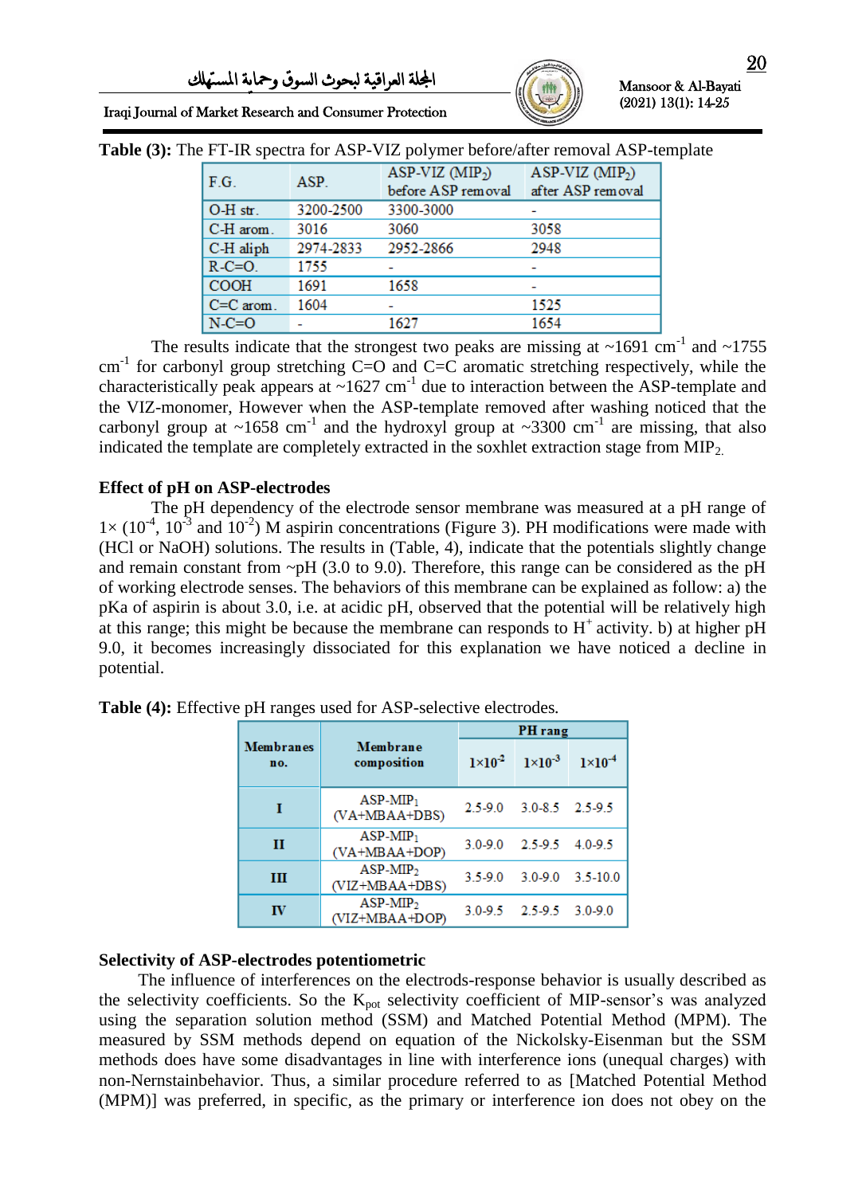**Table (3):** The FT-IR spectra for ASP-VIZ polymer before/after removal ASP-template

| F.G. | ASP. | ASP-VIZ ($MIP_2$) before ASP removal | ASP-VIZ ($MIP_2$) after ASP removal |
|---|---|---|---|
| O-H str. | 3200-2500 | 3300-3000 | - |
| C-H arom. | 3016 | 3060 | 3058 |
| C-H aliph | 2974-2833 | 2952-2866 | 2948 |
| R-C=O. | 1755 | - | - |
| COOH | 1691 | 1658 | - |
| C=C arom. | 1604 | - | 1525 |
| N-C=O | - | 1627 | 1654 |

The results indicate that the strongest two peaks are missing at ~1691 $cm^{-1}$ and ~1755 $cm^{-1}$ for carbonyl group stretching C=O and C=C aromatic stretching respectively, while the characteristically peak appears at ~1627 $cm^{-1}$ due to interaction between the ASP-template and the VIZ-monomer, However when the ASP-template removed after washing noticed that the carbonyl group at ~1658 $cm^{-1}$ and the hydroxyl group at ~3300 $cm^{-1}$ are missing, that also indicated the template are completely extracted in the soxhlet extraction stage from $MIP_2$.

**Effect of pH on ASP-electrodes**

The pH dependency of the electrode sensor membrane was measured at a pH range of $1\times$ ($10^{-4}$, $10^{-3}$ and $10^{-2}$) M aspirin concentrations (Figure 3). PH modifications were made with (HCl or NaOH) solutions. The results in (Table, 4), indicate that the potentials slightly change and remain constant from ~pH (3.0 to 9.0). Therefore, this range can be considered as the pH of working electrode senses. The behaviors of this membrane can be explained as follow: a) the pKa of aspirin is about 3.0, i.e. at acidic pH, observed that the potential will be relatively high at this range; this might be because the membrane can responds to $H^+$ activity. b) at higher pH 9.0, it becomes increasingly dissociated for this explanation we have noticed a decline in potential.

**Table (4):** Effective pH ranges used for ASP-selective electrodes.

| Membranes no. | Membrane composition | PH rang | | |
|---|---|---|---|---|
| | | $1\times10^{-2}$ | $1\times10^{-3}$ | $1\times10^{-4}$ |
| I | ASP-$MIP_1$ (VA+MBAA+DBS) | 2.5-9.0 | 3.0-8.5 | 2.5-9.5 |
| II | ASP-$MIP_1$ (VA+MBAA+DOP) | 3.0-9.0 | 2.5-9.5 | 4.0-9.5 |
| III | ASP-$MIP_2$ (VIZ+MBAA+DBS) | 3.5-9.0 | 3.0-9.0 | 3.5-10.0 |
| IV | ASP-$MIP_2$ (VIZ+MBAA+DOP) | 3.0-9.5 | 2.5-9.5 | 3.0-9.0 |

**Selectivity of ASP-electrodes potentiometric**

The influence of interferences on the electrods-response behavior is usually described as the selectivity coefficients. So the $K_{pot}$ selectivity coefficient of MIP-sensor's was analyzed using the separation solution method (SSM) and Matched Potential Method (MPM). The measured by SSM methods depend on equation of the Nickolsky-Eisenman but the SSM methods does have some disadvantages in line with interference ions (unequal charges) with non-Nernstainbehavior. Thus, a similar procedure referred to as [Matched Potential Method (MPM)] was preferred, in specific, as the primary or interference ion does not obey on the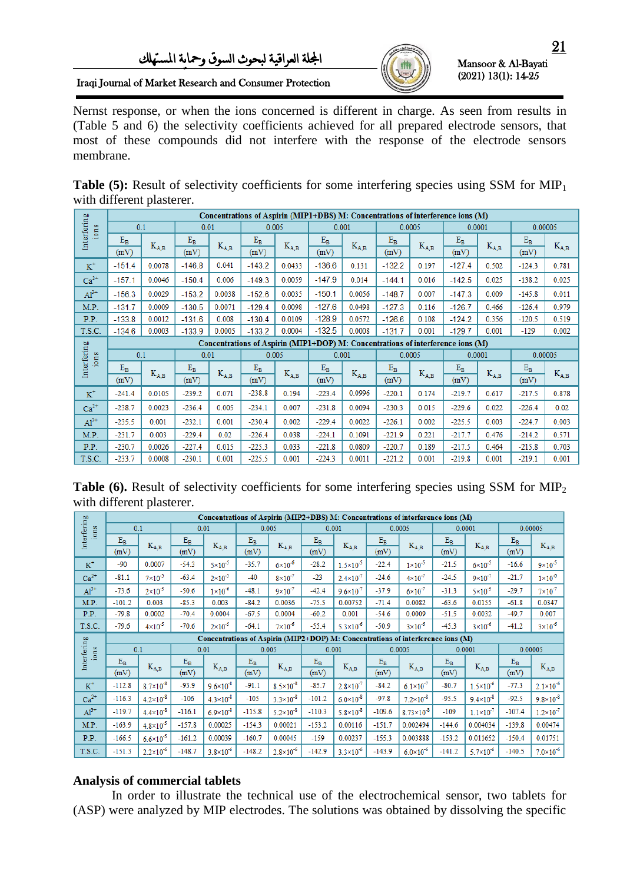Nernst response, or when the ions concerned is different in charge. As seen from results in (Table 5 and 6) the selectivity coefficients achieved for all prepared electrode sensors, that most of these compounds did not interfere with the response of the electrode sensors membrane.

**Table (5):** Result of selectivity coefficients for some interfering species using SSM for $MIP_1$ with different plasterer.

| Interfering ions | Concentrations of Aspirin (MIP1+DBS) M: Concentrations of interference ions (M) | | | | | | | | | | | | | |
|---|---|---|---|---|---|---|---|---|---|---|---|---|---|---|
| | 0.1 | | 0.01 | | 0.005 | | 0.001 | | 0.0005 | | 0.0001 | | 0.00005 | |
| | $E_B$ (mV) | $K_{A,B}$ | $E_B$ (mV) | $K_{A,B}$ | $E_B$ (mV) | $K_{A,B}$ | $E_B$ (mV) | $K_{A,B}$ | $E_B$ (mV) | $K_{A,B}$ | $E_B$ (mV) | $K_{A,B}$ | $E_B$ (mV) | $K_{A,B}$ |
| $K^+$ | -151.4 | 0.0078 | -146.8 | 0.041 | -143.2 | 0.0433 | -136.6 | 0.131 | -132.2 | 0.197 | -127.4 | 0.502 | -124.3 | 0.781 |
| $Ca^{2+}$ | -157.1 | 0.0046 | -150.4 | 0.006 | -149.3 | 0.0059 | -147.9 | 0.014 | -144.1 | 0.016 | -142.5 | 0.025 | -138.2 | 0.025 |
| $Al^{3+}$ | -156.3 | 0.0029 | -153.2 | 0.0038 | -152.6 | 0.0035 | -150.1 | 0.0056 | -148.7 | 0.007 | -147.3 | 0.009 | -145.8 | 0.011 |
| M.P. | -131.7 | 0.0009 | -130.5 | 0.0071 | -129.4 | 0.0098 | -127.6 | 0.0498 | -127.3 | 0.116 | -126.7 | 0.466 | -126.4 | 0.979 |
| P.P. | -133.8 | 0.0012 | -131.6 | 0.008 | -130.4 | 0.0109 | -128.9 | 0.0572 | -126.6 | 0.108 | -124.2 | 0.356 | -120.5 | 0.519 |
| T.S.C. | -134.6 | 0.0003 | -133.9 | 0.0005 | -133.2 | 0.0004 | -132.5 | 0.0008 | -131.7 | 0.001 | -129.7 | 0.001 | -129 | 0.002 |
| Interfering ions | Concentrations of Aspirin (MIP1+DOP) M: Concentrations of interference ions (M) | | | | | | | | | | | | | |
| | 0.1 | | 0.01 | | 0.005 | | 0.001 | | 0.0005 | | 0.0001 | | 0.00005 | |
| | $E_B$ (mV) | $K_{A,B}$ | $E_B$ (mV) | $K_{A,B}$ | $E_B$ (mV) | $K_{A,B}$ | $E_B$ (mV) | $K_{A,B}$ | $E_B$ (mV) | $K_{A,B}$ | $E_B$ (mV) | $K_{A,B}$ | $E_B$ (mV) | $K_{A,B}$ |
| $K^+$ | -241.4 | 0.0105 | -239.2 | 0.071 | -238.8 | 0.194 | -223.4 | 0.0996 | -220.1 | 0.174 | -219.7 | 0.617 | -217.5 | 0.878 |
| $Ca^{2+}$ | -238.7 | 0.0023 | -236.4 | 0.005 | -234.1 | 0.007 | -231.8 | 0.0094 | -230.3 | 0.015 | -229.6 | 0.022 | -226.4 | 0.02 |
| $Al^{3+}$ | -235.5 | 0.001 | -232.1 | 0.001 | -230.4 | 0.002 | -229.4 | 0.0022 | -226.1 | 0.002 | -225.5 | 0.003 | -224.7 | 0.003 |
| M.P. | -231.7 | 0.003 | -229.4 | 0.02 | -226.4 | 0.038 | -224.1 | 0.1091 | -221.9 | 0.221 | -217.7 | 0.476 | -214.2 | 0.571 |
| P.P. | -230.7 | 0.0026 | -227.4 | 0.015 | -225.3 | 0.033 | -221.8 | 0.0809 | -220.7 | 0.189 | -217.5 | 0.464 | -215.8 | 0.703 |
| T.S.C. | -233.7 | 0.0008 | -230.1 | 0.001 | -225.5 | 0.001 | -224.3 | 0.0011 | -221.2 | 0.001 | -219.8 | 0.001 | -219.1 | 0.001 |

**Table (6).** Result of selectivity coefficients for some interfering species using SSM for $MIP_2$ with different plasterer.

| Interfering ions | Concentrations of Aspirin (MIP2+DBS) M: Concentrations of interference ions (M) | | | | | | | | | | | | | |
|---|---|---|---|---|---|---|---|---|---|---|---|---|---|---|
| | 0.1 | | 0.01 | | 0.005 | | 0.001 | | 0.0005 | | 0.0001 | | 0.00005 | |
| | $E_B$ (mV) | $K_{A,B}$ | $E_B$ (mV) | $K_{A,B}$ | $E_B$ (mV) | $K_{A,B}$ | $E_B$ (mV) | $K_{A,B}$ | $E_B$ (mV) | $K_{A,B}$ | $E_B$ (mV) | $K_{A,B}$ | $E_B$ (mV) | $K_{A,B}$ |
| $K^+$ | -90 | 0.0007 | -54.3 | $5\times10^{-5}$ | -35.7 | $6\times10^{-6}$ | -28.2 | $1.5\times10^{-5}$ | -22.4 | $1\times10^{-5}$ | -21.5 | $6\times10^{-5}$ | -16.6 | $9\times10^{-5}$ |
| $Ca^{2+}$ | -81.1 | $7\times10^{-5}$ | -63.4 | $2\times10^{-5}$ | -40 | $8\times10^{-7}$ | -23 | $2.4\times10^{-7}$ | -24.6 | $4\times10^{-7}$ | -24.5 | $9\times10^{-7}$ | -21.7 | $1\times10^{-6}$ |
| $Al^{3+}$ | -73.6 | $2\times10^{-5}$ | -50.6 | $1\times10^{-6}$ | -48.1 | $9\times10^{-7}$ | -42.4 | $9.6\times10^{-7}$ | -37.9 | $6\times10^{-7}$ | -31.3 | $5\times10^{-8}$ | -29.7 | $7\times10^{-7}$ |
| M.P. | -101.2 | 0.003 | -85.3 | 0.003 | -84.2 | 0.0036 | -75.5 | 0.00752 | -71.4 | 0.0082 | -63.6 | 0.0155 | -61.8 | 0.0347 |
| P.P. | -79.8 | 0.0002 | -70.4 | 0.0004 | -67.5 | 0.0004 | -60.2 | 0.001 | -54.6 | 0.0009 | -51.5 | 0.0032 | -49.7 | 0.007 |
| T.S.C. | -79.6 | $4\times10^{-5}$ | -70.6 | $2\times10^{-5}$ | -64.1 | $7\times10^{-6}$ | -55.4 | $5.3\times10^{-6}$ | -50.9 | $3\times10^{-6}$ | -45.3 | $3\times10^{-6}$ | -41.2 | $3\times10^{-6}$ |
| Interfering ions | Concentrations of Aspirin (MIP2+DOP) M: Concentrations of interference ions (M) | | | | | | | | | | | | | |
| | 0.1 | | 0.01 | | 0.005 | | 0.001 | | 0.0005 | | 0.0001 | | 0.00005 | |
| | $E_B$ (mV) | $K_{A,B}$ | $E_B$ (mV) | $K_{A,B}$ | $E_B$ (mV) | $K_{A,B}$ | $E_B$ (mV) | $K_{A,B}$ | $E_B$ (mV) | $K_{A,B}$ | $E_B$ (mV) | $K_{A,B}$ | $E_B$ (mV) | $K_{A,B}$ |
| $K^+$ | -112.8 | $8.7\times10^{-8}$ | -93.9 | $9.6\times10^{-8}$ | -91.1 | $8.5\times10^{-8}$ | -85.7 | $2.8\times10^{-7}$ | -84.2 | $6.1\times10^{-7}$ | -80.7 | $1.5\times10^{-6}$ | -77.3 | $2.1\times10^{-6}$ |
| $Ca^{2+}$ | -116.3 | $4.2\times10^{-8}$ | -106 | $4.3\times10^{-8}$ | -105 | $3.3\times10^{-8}$ | -101.2 | $6.0\times10^{-8}$ | -97.8 | $7.2\times10^{-8}$ | -95.5 | $9.4\times10^{-8}$ | -92.5 | $9.8\times10^{-8}$ |
| $Al^{3+}$ | -119.7 | $4.4\times10^{-8}$ | -116.1 | $6.9\times10^{-8}$ | -115.8 | $5.2\times10^{-8}$ | -110.3 | $5.8\times10^{-8}$ | -109.6 | $8.73\times10^{-8}$ | -109 | $1.1\times10^{-7}$ | -107.4 | $1.2\times10^{-7}$ |
| M.P. | -163.9 | $4.8\times10^{-5}$ | -157.8 | 0.00025 | -154.3 | 0.00021 | -153.2 | 0.00116 | -151.7 | 0.002494 | -144.6 | 0.004034 | -139.8 | 0.00474 |
| P.P. | -166.5 | $6.6\times10^{-5}$ | -161.2 | 0.00039 | -160.7 | 0.00045 | -159 | 0.00237 | -155.3 | 0.003888 | -153.2 | 0.011652 | -150.4 | 0.01751 |
| T.S.C. | -151.3 | $2.2\times10^{-6}$ | -148.7 | $3.8\times10^{-6}$ | -148.2 | $2.8\times10^{-6}$ | -142.9 | $3.3\times10^{-6}$ | -143.9 | $6.0\times10^{-6}$ | -141.2 | $5.7\times10^{-6}$ | -140.5 | $7.0\times10^{-6}$ |

## Analysis of commercial tablets

In order to illustrate the technical use of the electrochemical sensor, two tablets for (ASP) were analyzed by MIP electrodes. The solutions was obtained by dissolving the specific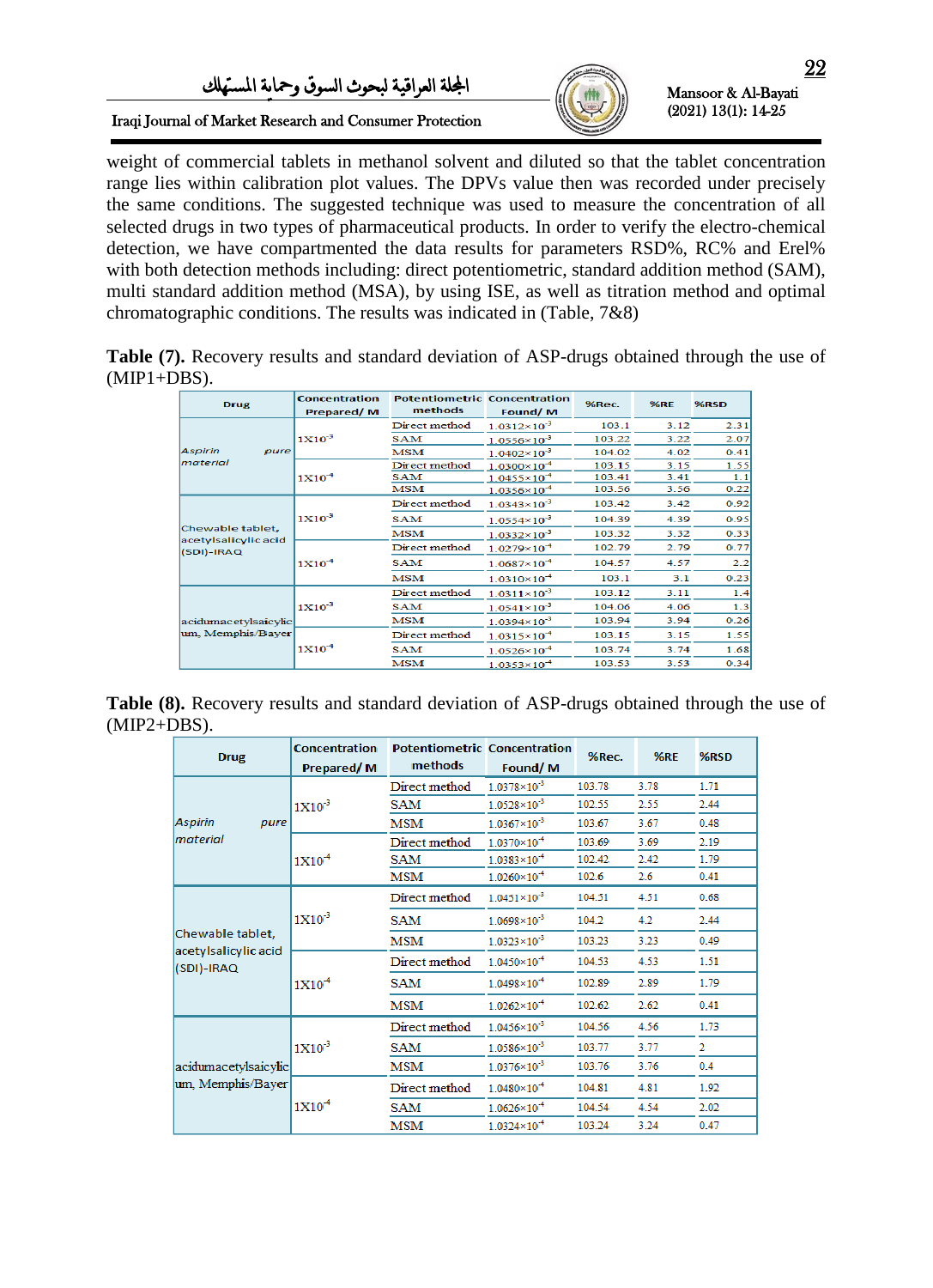weight of commercial tablets in methanol solvent and diluted so that the tablet concentration range lies within calibration plot values. The DPVs value then was recorded under precisely the same conditions. The suggested technique was used to measure the concentration of all selected drugs in two types of pharmaceutical products. In order to verify the electro-chemical detection, we have compartmented the data results for parameters RSD%, RC% and Erel% with both detection methods including: direct potentiometric, standard addition method (SAM), multi standard addition method (MSA), by using ISE, as well as titration method and optimal chromatographic conditions. The results was indicated in (Table, 7&8)

**Table (7).** Recovery results and standard deviation of ASP-drugs obtained through the use of (MIP1+DBS).

| Drug | Concentration Prepared/ M | Potentiometric methods | Concentration Found/ M | %Rec. | %RE | %RSD |
|---|---|---|---|---|---|---|
| *Aspirin pure material* | $1X10^{-3}$ | Direct method | $1.0312\times10^{-3}$ | 103.1 | 3.12 | 2.31 |
| | | SAM | $1.0556\times10^{-3}$ | 103.22 | 3.22 | 2.07 |
| | | MSM | $1.0402\times10^{-3}$ | 104.02 | 4.02 | 0.41 |
| | $1X10^{-4}$ | Direct method | $1.0300\times10^{-4}$ | 103.15 | 3.15 | 1.55 |
| | | SAM | $1.0455\times10^{-4}$ | 103.41 | 3.41 | 1.1 |
| | | MSM | $1.0356\times10^{-4}$ | 103.56 | 3.56 | 0.22 |
| Chewable tablet, acetylsalicylic acid (SDI)-IRAQ | $1X10^{-3}$ | Direct method | $1.0343\times10^{-3}$ | 103.42 | 3.42 | 0.92 |
| | | SAM | $1.0554\times10^{-3}$ | 104.39 | 4.39 | 0.95 |
| | | MSM | $1.0332\times10^{-3}$ | 103.32 | 3.32 | 0.33 |
| | $1X10^{-4}$ | Direct method | $1.0279\times10^{-4}$ | 102.79 | 2.79 | 0.77 |
| | | SAM | $1.0687\times10^{-4}$ | 104.57 | 4.57 | 2.2 |
| | | MSM | $1.0310\times10^{-4}$ | 103.1 | 3.1 | 0.23 |
| acidumacetylsaicylic um, Memphis/Bayer | $1X10^{-3}$ | Direct method | $1.0311\times10^{-3}$ | 103.12 | 3.11 | 1.4 |
| | | SAM | $1.0541\times10^{-3}$ | 104.06 | 4.06 | 1.3 |
| | | MSM | $1.0394\times10^{-3}$ | 103.94 | 3.94 | 0.26 |
| | $1X10^{-4}$ | Direct method | $1.0315\times10^{-4}$ | 103.15 | 3.15 | 1.55 |
| | | SAM | $1.0526\times10^{-4}$ | 103.74 | 3.74 | 1.68 |
| | | MSM | $1.0353\times10^{-4}$ | 103.53 | 3.53 | 0.34 |

**Table (8).** Recovery results and standard deviation of ASP-drugs obtained through the use of (MIP2+DBS).

| Drug | Concentration Prepared/ M | Potentiometric methods | Concentration Found/ M | %Rec. | %RE | %RSD |
|---|---|---|---|---|---|---|
| *Aspirin pure material* | $1X10^{-3}$ | Direct method | $1.0378\times10^{-3}$ | 103.78 | 3.78 | 1.71 |
| | | SAM | $1.0528\times10^{-3}$ | 102.55 | 2.55 | 2.44 |
| | | MSM | $1.0367\times10^{-3}$ | 103.67 | 3.67 | 0.48 |
| | $1X10^{-4}$ | Direct method | $1.0370\times10^{-4}$ | 103.69 | 3.69 | 2.19 |
| | | SAM | $1.0383\times10^{-4}$ | 102.42 | 2.42 | 1.79 |
| | | MSM | $1.0260\times10^{-4}$ | 102.6 | 2.6 | 0.41 |
| Chewable tablet, acetylsalicylic acid (SDI)-IRAQ | $1X10^{-3}$ | Direct method | $1.0451\times10^{-3}$ | 104.51 | 4.51 | 0.68 |
| | | SAM | $1.0698\times10^{-3}$ | 104.2 | 4.2 | 2.44 |
| | | MSM | $1.0323\times10^{-3}$ | 103.23 | 3.23 | 0.49 |
| | $1X10^{-4}$ | Direct method | $1.0450\times10^{-4}$ | 104.53 | 4.53 | 1.51 |
| | | SAM | $1.0498\times10^{-4}$ | 102.89 | 2.89 | 1.79 |
| | | MSM | $1.0262\times10^{-4}$ | 102.62 | 2.62 | 0.41 |
| acidumacetylsaicylic um, Memphis/Bayer | $1X10^{-3}$ | Direct method | $1.0456\times10^{-3}$ | 104.56 | 4.56 | 1.73 |
| | | SAM | $1.0586\times10^{-3}$ | 103.77 | 3.77 | 2 |
| | | MSM | $1.0376\times10^{-3}$ | 103.76 | 3.76 | 0.4 |
| | $1X10^{-4}$ | Direct method | $1.0480\times10^{-4}$ | 104.81 | 4.81 | 1.92 |
| | | SAM | $1.0626\times10^{-4}$ | 104.54 | 4.54 | 2.02 |
| | | MSM | $1.0324\times10^{-4}$ | 103.24 | 3.24 | 0.47 |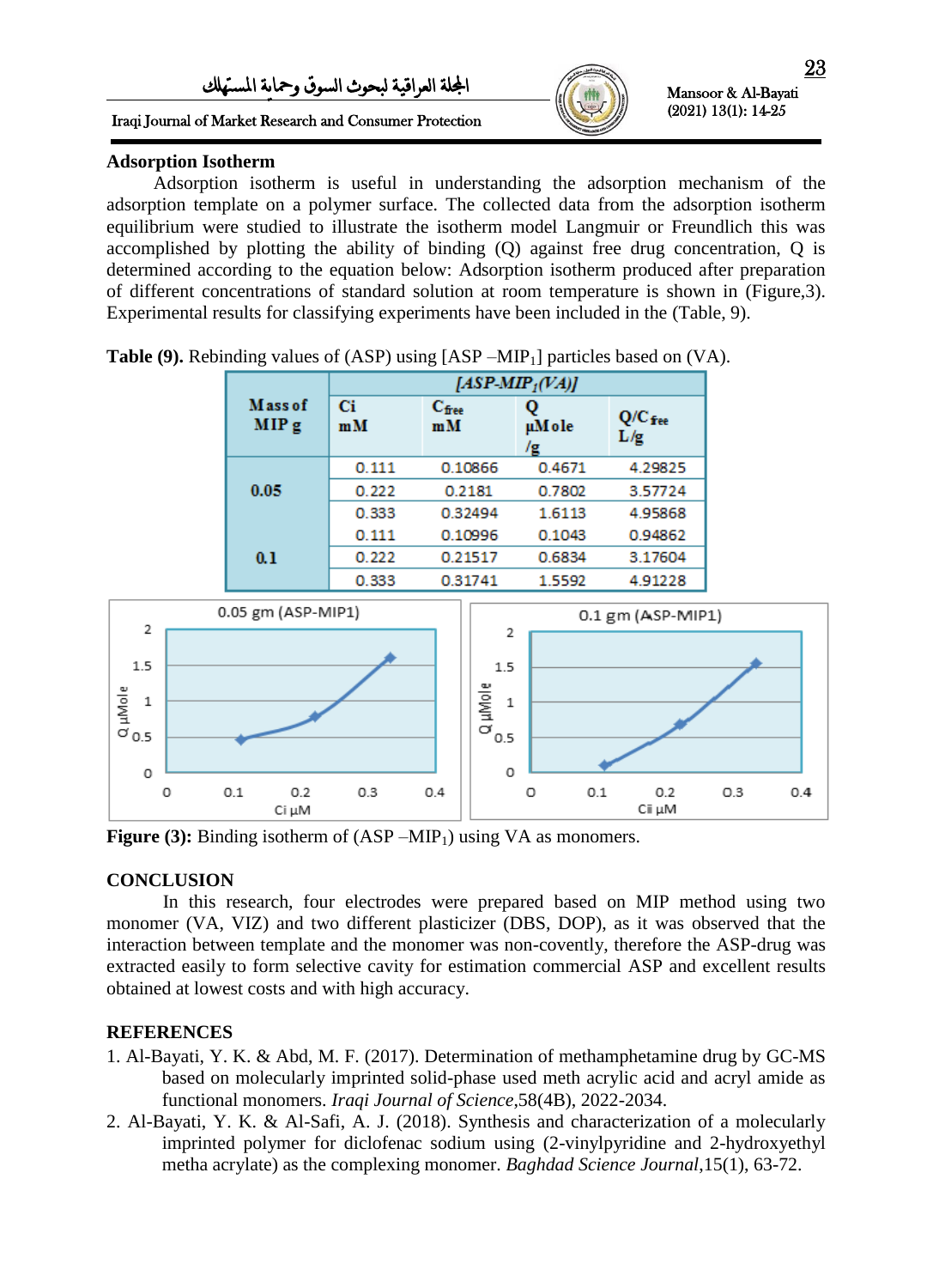## Adsorption Isotherm

Adsorption isotherm is useful in understanding the adsorption mechanism of the adsorption template on a polymer surface. The collected data from the adsorption isotherm equilibrium were studied to illustrate the isotherm model Langmuir or Freundlich this was accomplished by plotting the ability of binding (Q) against free drug concentration, Q is determined according to the equation below: Adsorption isotherm produced after preparation of different concentrations of standard solution at room temperature is shown in (Figure,3). Experimental results for classifying experiments have been included in the (Table, 9).

**Table (9).** Rebinding values of (ASP) using [ASP –$MIP_1$] particles based on (VA).

| Mass of MIP g | [ASP-$MIP_1$(VA)] | | | |
|---|---|---|---|---|
| | Ci mM | $C_{free}$ mM | Q µMole /g | $Q/C_{free}$ L/g |
| 0.05 | 0.111 | 0.10866 | 0.4671 | 4.29825 |
| | 0.222 | 0.2181 | 0.7802 | 3.57724 |
| | 0.333 | 0.32494 | 1.6113 | 4.95868 |
| 0.1 | 0.111 | 0.10996 | 0.1043 | 0.94862 |
| | 0.222 | 0.21517 | 0.6834 | 3.17604 |
| | 0.333 | 0.31741 | 1.5592 | 4.91228 |

**Figure (3):** Binding isotherm of (ASP –$MIP_1$) using VA as monomers.

## CONCLUSION

In this research, four electrodes were prepared based on MIP method using two monomer (VA, VIZ) and two different plasticizer (DBS, DOP), as it was observed that the interaction between template and the monomer was non-covently, therefore the ASP-drug was extracted easily to form selective cavity for estimation commercial ASP and excellent results obtained at lowest costs and with high accuracy.

## REFERENCES

1. Al-Bayati, Y. K. & Abd, M. F. (2017). Determination of methamphetamine drug by GC-MS based on molecularly imprinted solid-phase used meth acrylic acid and acryl amide as functional monomers. *Iraqi Journal of Science*,58(4B), 2022-2034.
2. Al-Bayati, Y. K. & Al-Safi, A. J. (2018). Synthesis and characterization of a molecularly imprinted polymer for diclofenac sodium using (2-vinylpyridine and 2-hydroxyethyl metha acrylate) as the complexing monomer. *Baghdad Science Journal*,15(1), 63-72.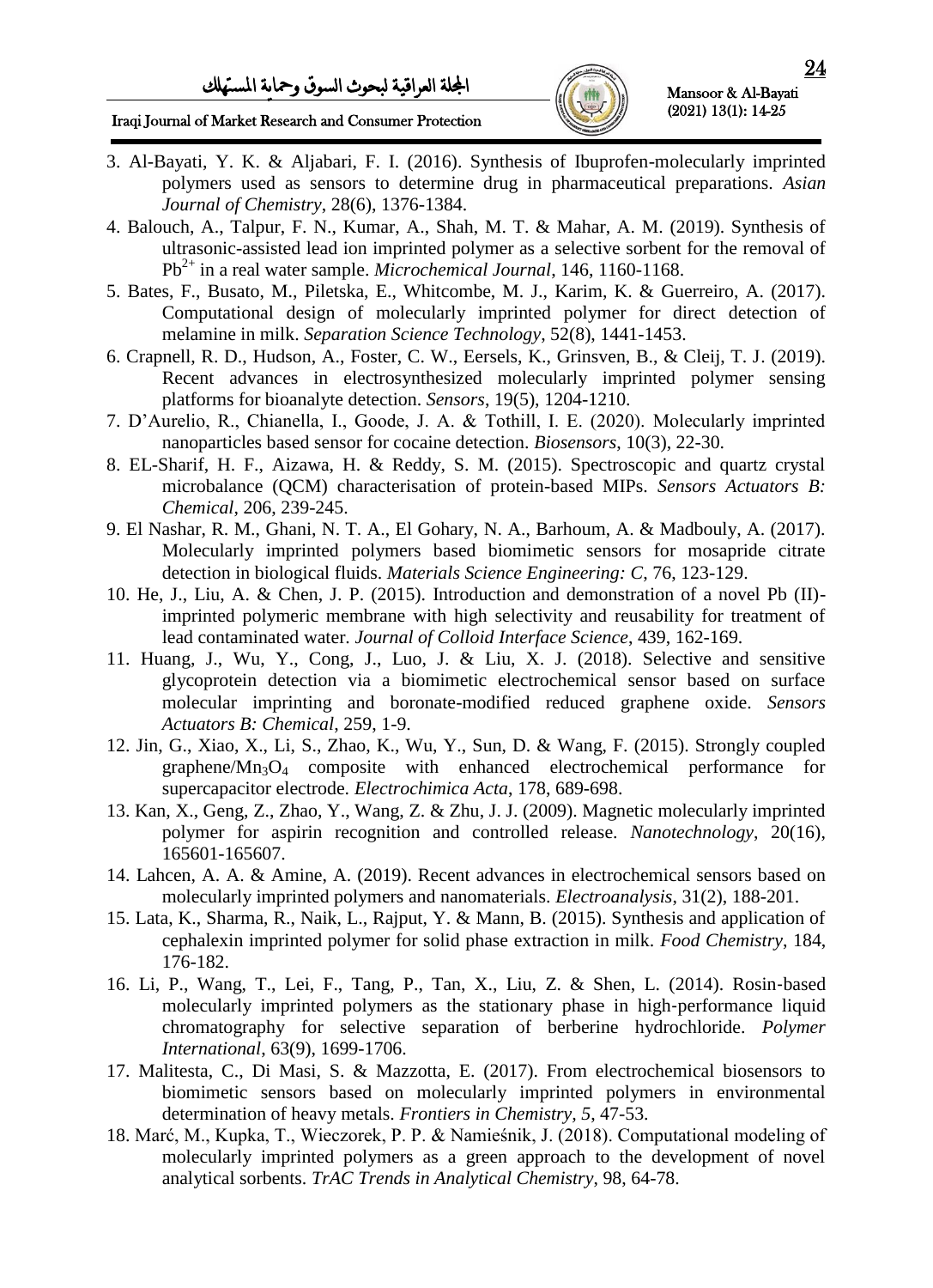3. Al-Bayati, Y. K. & Aljabari, F. I. (2016). Synthesis of Ibuprofen-molecularly imprinted polymers used as sensors to determine drug in pharmaceutical preparations. *Asian Journal of Chemistry*, 28(6), 1376-1384.
4. Balouch, A., Talpur, F. N., Kumar, A., Shah, M. T. & Mahar, A. M. (2019). Synthesis of ultrasonic-assisted lead ion imprinted polymer as a selective sorbent for the removal of $Pb^{2+}$ in a real water sample. *Microchemical Journal*, 146, 1160-1168.
5. Bates, F., Busato, M., Piletska, E., Whitcombe, M. J., Karim, K. & Guerreiro, A. (2017). Computational design of molecularly imprinted polymer for direct detection of melamine in milk. *Separation Science Technology*, 52(8), 1441-1453.
6. Crapnell, R. D., Hudson, A., Foster, C. W., Eersels, K., Grinsven, B., & Cleij, T. J. (2019). Recent advances in electrosynthesized molecularly imprinted polymer sensing platforms for bioanalyte detection. *Sensors*, 19(5), 1204-1210.
7. D'Aurelio, R., Chianella, I., Goode, J. A. & Tothill, I. E. (2020). Molecularly imprinted nanoparticles based sensor for cocaine detection. *Biosensors*, 10(3), 22-30.
8. EL-Sharif, H. F., Aizawa, H. & Reddy, S. M. (2015). Spectroscopic and quartz crystal microbalance (QCM) characterisation of protein-based MIPs. *Sensors Actuators B: Chemical*, 206, 239-245.
9. El Nashar, R. M., Ghani, N. T. A., El Gohary, N. A., Barhoum, A. & Madbouly, A. (2017). Molecularly imprinted polymers based biomimetic sensors for mosapride citrate detection in biological fluids. *Materials Science Engineering: C*, 76, 123-129.
10. He, J., Liu, A. & Chen, J. P. (2015). Introduction and demonstration of a novel Pb (II)-imprinted polymeric membrane with high selectivity and reusability for treatment of lead contaminated water. *Journal of Colloid Interface Science*, 439, 162-169.
11. Huang, J., Wu, Y., Cong, J., Luo, J. & Liu, X. J. (2018). Selective and sensitive glycoprotein detection via a biomimetic electrochemical sensor based on surface molecular imprinting and boronate-modified reduced graphene oxide. *Sensors Actuators B: Chemical*, 259, 1-9.
12. Jin, G., Xiao, X., Li, S., Zhao, K., Wu, Y., Sun, D. & Wang, F. (2015). Strongly coupled graphene/$Mn_3O_4$ composite with enhanced electrochemical performance for supercapacitor electrode. *Electrochimica Acta*, 178, 689-698.
13. Kan, X., Geng, Z., Zhao, Y., Wang, Z. & Zhu, J. J. (2009). Magnetic molecularly imprinted polymer for aspirin recognition and controlled release. *Nanotechnology*, 20(16), 165601-165607.
14. Lahcen, A. A. & Amine, A. (2019). Recent advances in electrochemical sensors based on molecularly imprinted polymers and nanomaterials. *Electroanalysis*, 31(2), 188-201.
15. Lata, K., Sharma, R., Naik, L., Rajput, Y. & Mann, B. (2015). Synthesis and application of cephalexin imprinted polymer for solid phase extraction in milk. *Food Chemistry*, 184, 176-182.
16. Li, P., Wang, T., Lei, F., Tang, P., Tan, X., Liu, Z. & Shen, L. (2014). Rosin-based molecularly imprinted polymers as the stationary phase in high-performance liquid chromatography for selective separation of berberine hydrochloride. *Polymer International*, 63(9), 1699-1706.
17. Malitesta, C., Di Masi, S. & Mazzotta, E. (2017). From electrochemical biosensors to biomimetic sensors based on molecularly imprinted polymers in environmental determination of heavy metals. *Frontiers in Chemistry*, *5*, 47-53.
18. Marć, M., Kupka, T., Wieczorek, P. P. & Namieśnik, J. (2018). Computational modeling of molecularly imprinted polymers as a green approach to the development of novel analytical sorbents. *TrAC Trends in Analytical Chemistry*, 98, 64-78.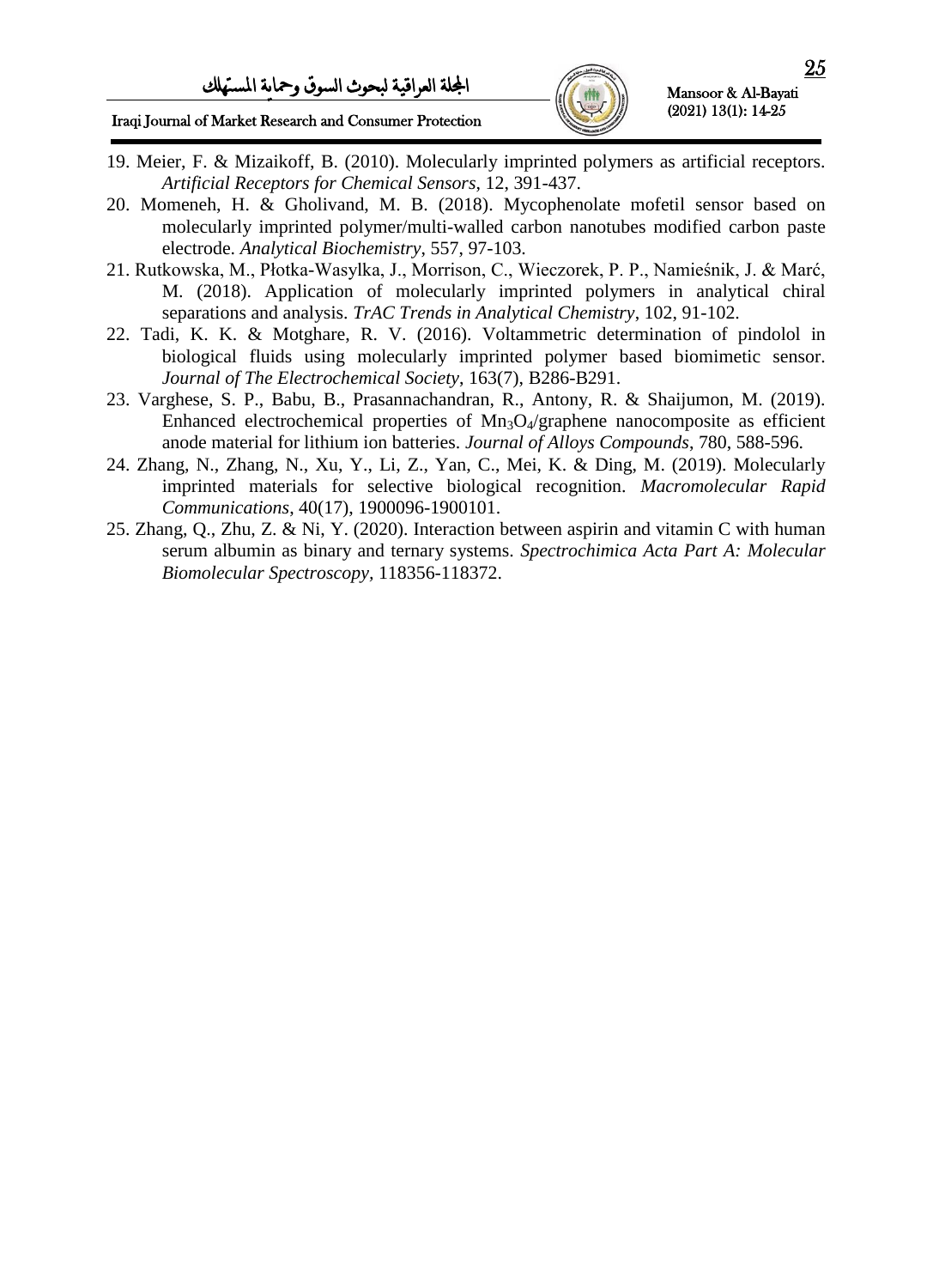19. Meier, F. & Mizaikoff, B. (2010). Molecularly imprinted polymers as artificial receptors. *Artificial Receptors for Chemical Sensors*, 12, 391-437.
20. Momeneh, H. & Gholivand, M. B. (2018). Mycophenolate mofetil sensor based on molecularly imprinted polymer/multi-walled carbon nanotubes modified carbon paste electrode. *Analytical Biochemistry*, 557, 97-103.
21. Rutkowska, M., Płotka-Wasylka, J., Morrison, C., Wieczorek, P. P., Namieśnik, J. & Marć, M. (2018). Application of molecularly imprinted polymers in analytical chiral separations and analysis. *TrAC Trends in Analytical Chemistry*, 102, 91-102.
22. Tadi, K. K. & Motghare, R. V. (2016). Voltammetric determination of pindolol in biological fluids using molecularly imprinted polymer based biomimetic sensor. *Journal of The Electrochemical Society*, 163(7), B286-B291.
23. Varghese, S. P., Babu, B., Prasannachandran, R., Antony, R. & Shaijumon, M. (2019). Enhanced electrochemical properties of $Mn_3O_4$/graphene nanocomposite as efficient anode material for lithium ion batteries. *Journal of Alloys Compounds*, 780, 588-596.
24. Zhang, N., Zhang, N., Xu, Y., Li, Z., Yan, C., Mei, K. & Ding, M. (2019). Molecularly imprinted materials for selective biological recognition. *Macromolecular Rapid Communications*, 40(17), 1900096-1900101.
25. Zhang, Q., Zhu, Z. & Ni, Y. (2020). Interaction between aspirin and vitamin C with human serum albumin as binary and ternary systems. *Spectrochimica Acta Part A: Molecular Biomolecular Spectroscopy,* 118356-118372.